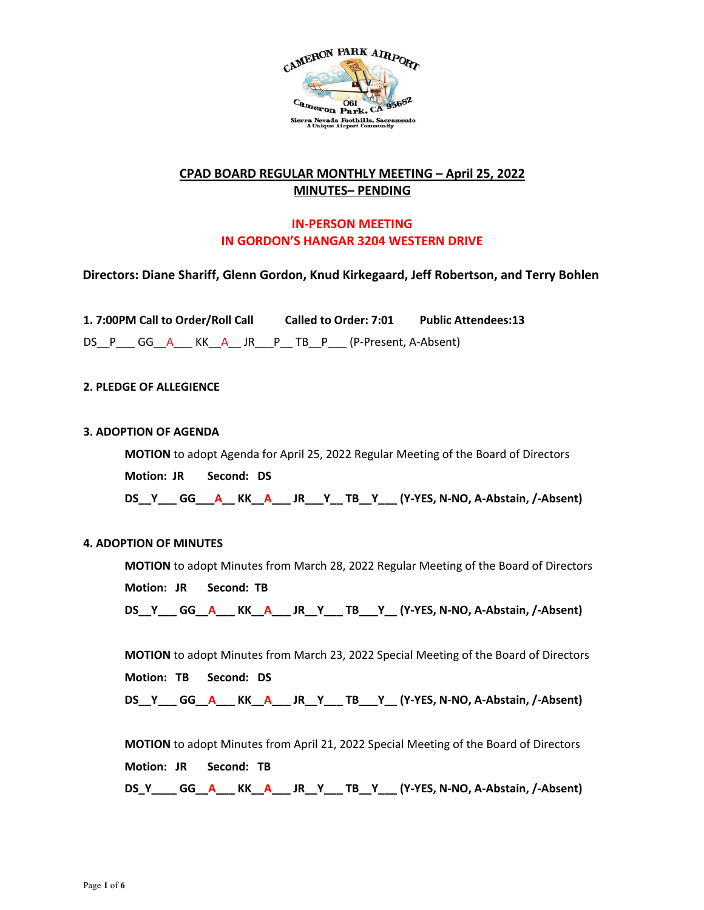# CPAD BOARD REGULAR MONTHLY MEETING – April 25, 2022

## MINUTES– PENDING

**IN-PERSON MEETING**
**IN GORDON'S HANGAR 3204 WESTERN DRIVE**

**Directors: Diane Shariff, Glenn Gordon, Knud Kirkegaard, Jeff Robertson, and Terry Bohlen**

**1. 7:00PM Call to Order/Roll Call** **Called to Order: 7:01** **Public Attendees:13**

DS__P___ GG__A___ KK__A__ JR___P__ TB__P___ (P-Present, A-Absent)

**2. PLEDGE OF ALLEGIENCE**

**3. ADOPTION OF AGENDA**

**MOTION** to adopt Agenda for April 25, 2022 Regular Meeting of the Board of Directors

**Motion: JR Second: DS**

**DS__Y___ GG___A__ KK__A___ JR___Y__ TB__Y___ (Y-YES, N-NO, A-Abstain, /-Absent)**

**4. ADOPTION OF MINUTES**

**MOTION** to adopt Minutes from March 28, 2022 Regular Meeting of the Board of Directors

**Motion: JR Second: TB**

**DS__Y___ GG__A___ KK__A___ JR__Y___ TB___Y__ (Y-YES, N-NO, A-Abstain, /-Absent)**

**MOTION** to adopt Minutes from March 23, 2022 Special Meeting of the Board of Directors

**Motion: TB Second: DS**

**DS__Y___ GG__A___ KK__A___ JR__Y___ TB___Y__ (Y-YES, N-NO, A-Abstain, /-Absent)**

**MOTION** to adopt Minutes from April 21, 2022 Special Meeting of the Board of Directors

**Motion: JR Second: TB**

**DS_Y____ GG__A___ KK__A___ JR__Y___ TB__Y___ (Y-YES, N-NO, A-Abstain, /-Absent)**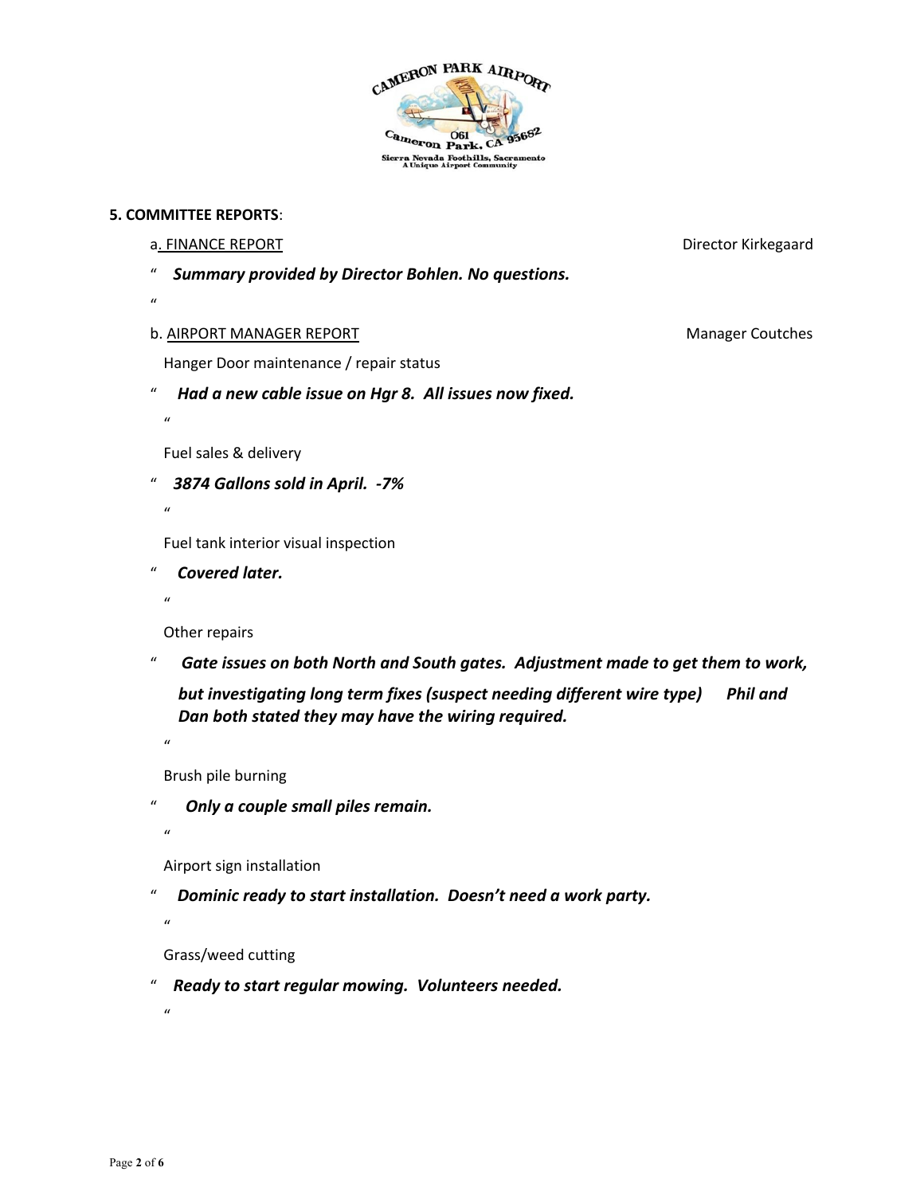## 5. COMMITTEE REPORTS:

a. FINANCE REPORT — Director Kirkegaard

" ***Summary provided by Director Bohlen. No questions.***

"

b. AIRPORT MANAGER REPORT — Manager Coutches

Hanger Door maintenance / repair status

" ***Had a new cable issue on Hgr 8. All issues now fixed.***

"

Fuel sales & delivery

" ***3874 Gallons sold in April. -7%***

"

Fuel tank interior visual inspection

" ***Covered later.***

"

Other repairs

" ***Gate issues on both North and South gates. Adjustment made to get them to work, but investigating long term fixes (suspect needing different wire type) Phil and Dan both stated they may have the wiring required.***

"

Brush pile burning

" ***Only a couple small piles remain.***

"

Airport sign installation

" ***Dominic ready to start installation. Doesn't need a work party.***

"

Grass/weed cutting

" ***Ready to start regular mowing. Volunteers needed.***

"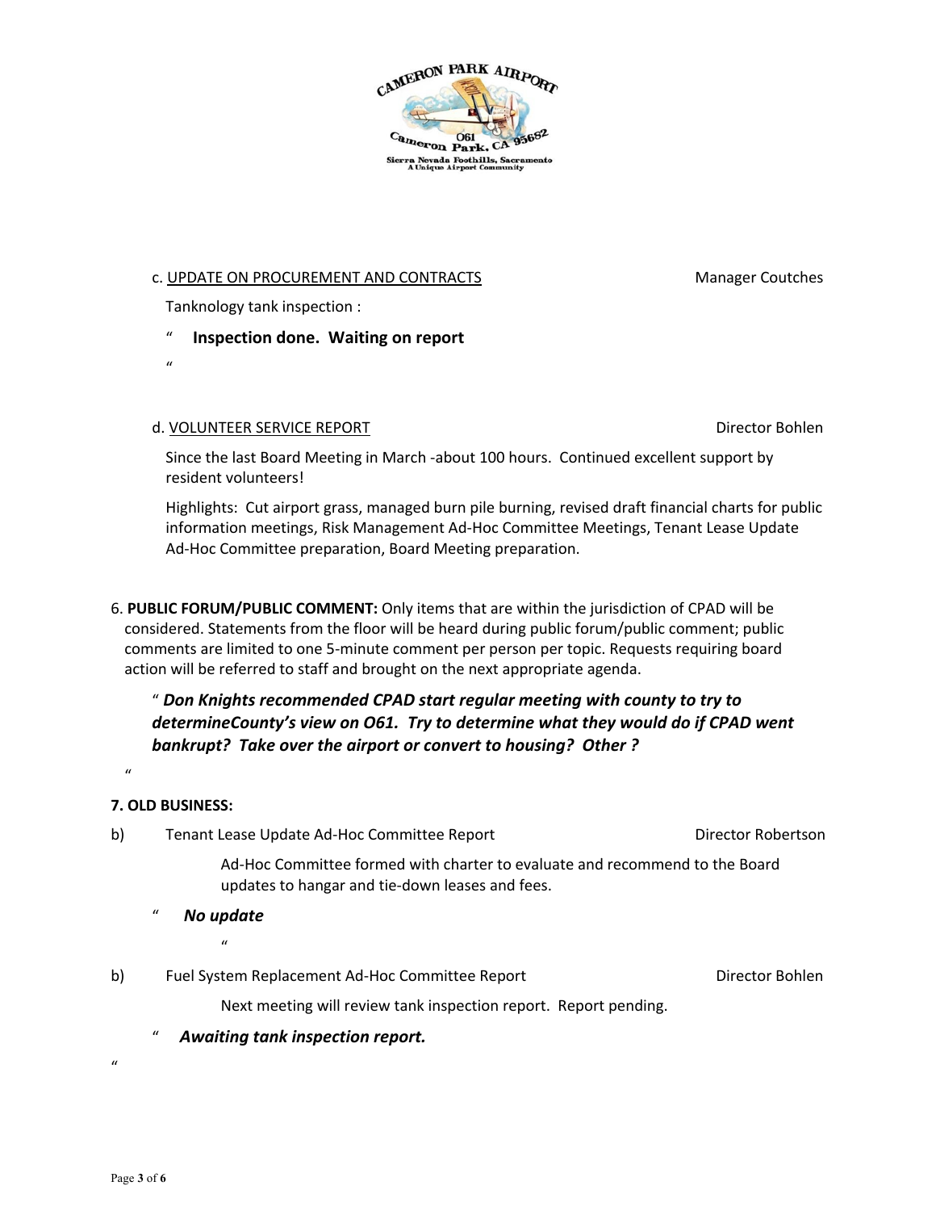c. UPDATE ON PROCUREMENT AND CONTRACTS — Manager Coutches

Tanknology tank inspection :

" **Inspection done. Waiting on report**

"

d. VOLUNTEER SERVICE REPORT — Director Bohlen

Since the last Board Meeting in March -about 100 hours. Continued excellent support by resident volunteers!

Highlights: Cut airport grass, managed burn pile burning, revised draft financial charts for public information meetings, Risk Management Ad-Hoc Committee Meetings, Tenant Lease Update Ad-Hoc Committee preparation, Board Meeting preparation.

6. **PUBLIC FORUM/PUBLIC COMMENT:** Only items that are within the jurisdiction of CPAD will be considered. Statements from the floor will be heard during public forum/public comment; public comments are limited to one 5-minute comment per person per topic. Requests requiring board action will be referred to staff and brought on the next appropriate agenda.

" ***Don Knights recommended CPAD start regular meeting with county to try to determineCounty's view on O61. Try to determine what they would do if CPAD went bankrupt? Take over the airport or convert to housing? Other ?***

"

**7. OLD BUSINESS:**

b) Tenant Lease Update Ad-Hoc Committee Report — Director Robertson

Ad-Hoc Committee formed with charter to evaluate and recommend to the Board updates to hangar and tie-down leases and fees.

" ***No update***

"

b) Fuel System Replacement Ad-Hoc Committee Report — Director Bohlen

Next meeting will review tank inspection report. Report pending.

" ***Awaiting tank inspection report.***

"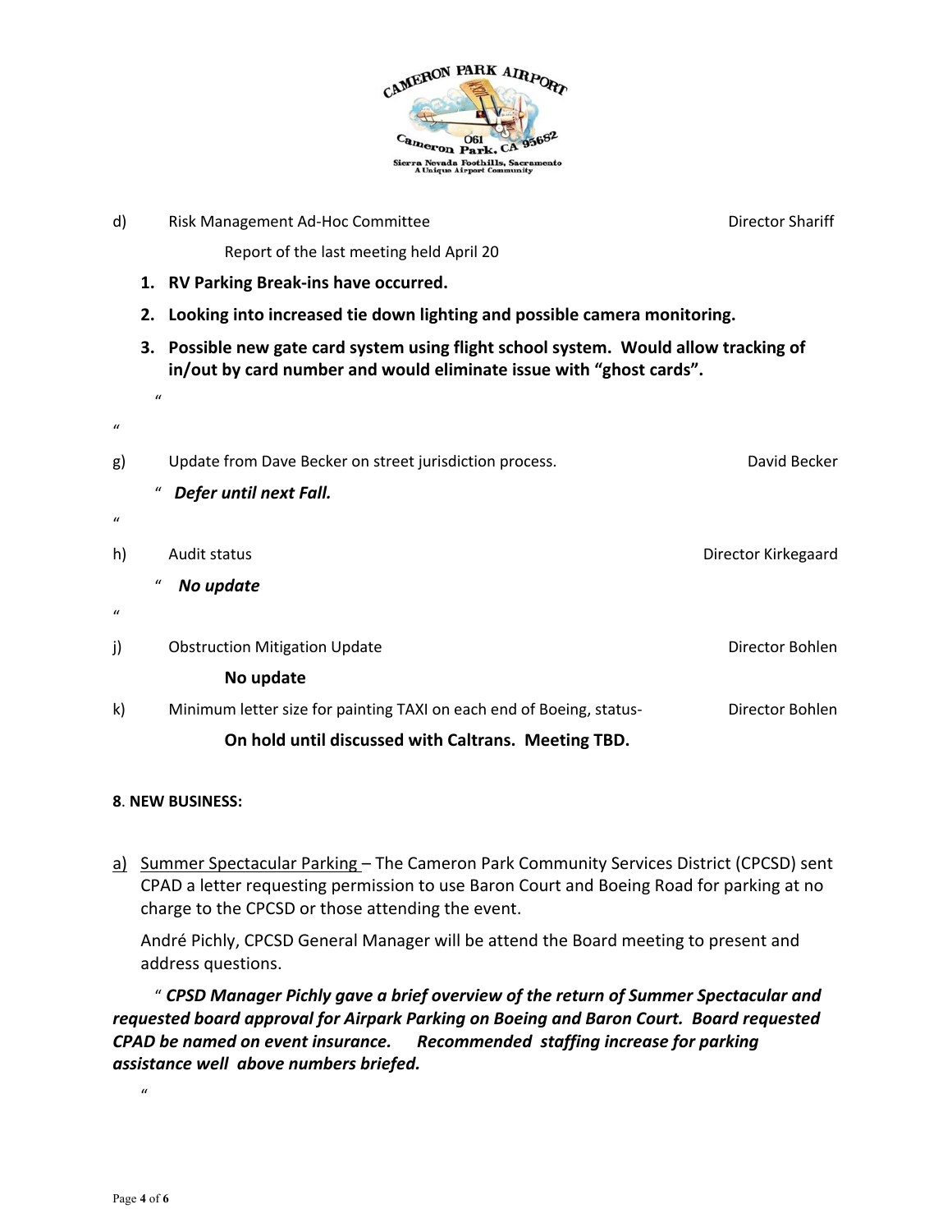d) Risk Management Ad-Hoc Committee — Director Shariff

Report of the last meeting held April 20

1. **RV Parking Break-ins have occurred.**
2. **Looking into increased tie down lighting and possible camera monitoring.**
3. **Possible new gate card system using flight school system. Would allow tracking of in/out by card number and would eliminate issue with "ghost cards".**

"

"

g) Update from Dave Becker on street jurisdiction process. — David Becker

" ***Defer until next Fall.***

"

h) Audit status — Director Kirkegaard

" ***No update***

"

j) Obstruction Mitigation Update — Director Bohlen

**No update**

k) Minimum letter size for painting TAXI on each end of Boeing, status- — Director Bohlen

**On hold until discussed with Caltrans. Meeting TBD.**

**8. NEW BUSINESS:**

a) <u>Summer Spectacular Parking</u> – The Cameron Park Community Services District (CPCSD) sent CPAD a letter requesting permission to use Baron Court and Boeing Road for parking at no charge to the CPCSD or those attending the event.

André Pichly, CPCSD General Manager will be attend the Board meeting to present and address questions.

" ***CPSD Manager Pichly gave a brief overview of the return of Summer Spectacular and requested board approval for Airpark Parking on Boeing and Baron Court. Board requested CPAD be named on event insurance. Recommended staffing increase for parking assistance well above numbers briefed.***

"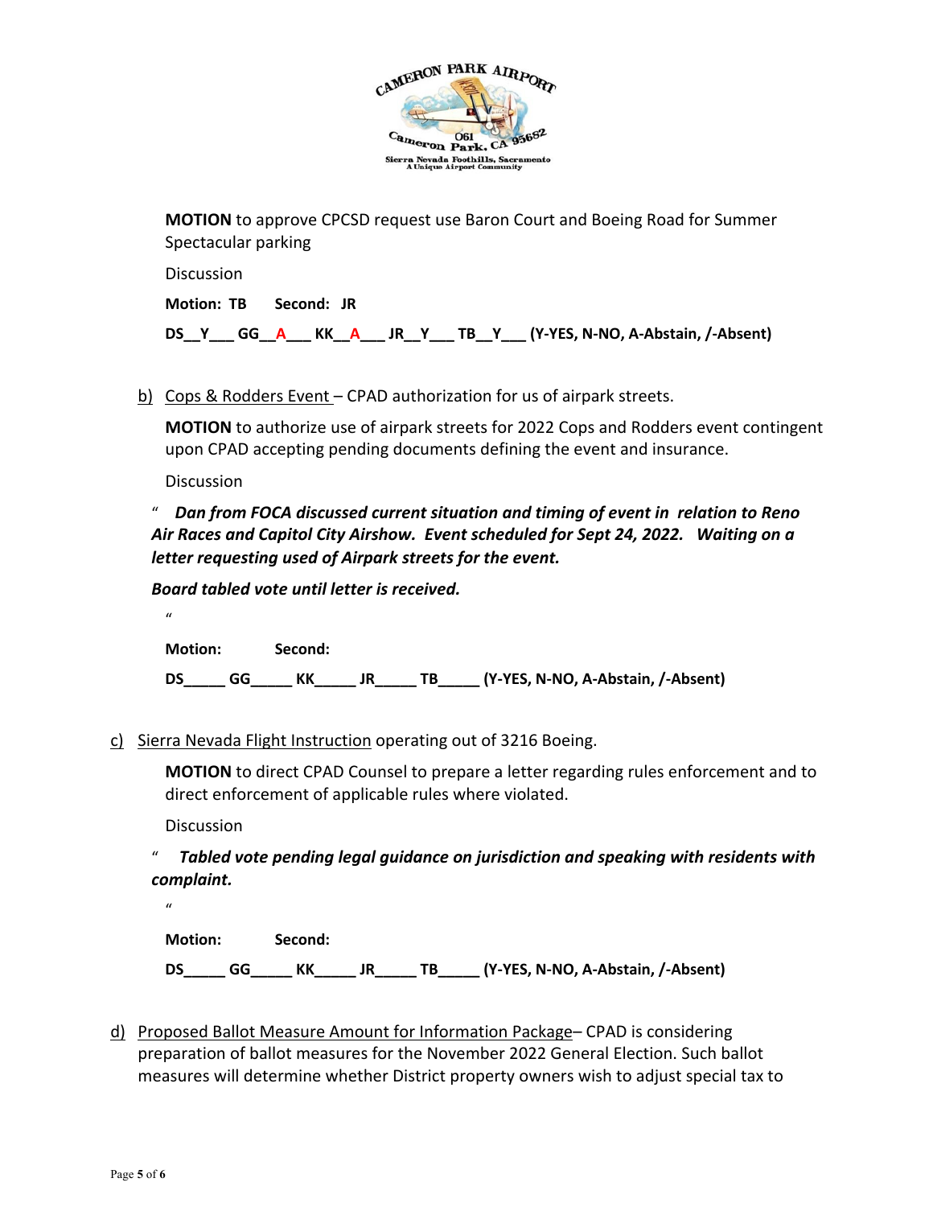**MOTION** to approve CPCSD request use Baron Court and Boeing Road for Summer Spectacular parking

Discussion

**Motion: TB Second: JR**

**DS__Y___ GG__A___ KK__A___ JR__Y___ TB__Y___ (Y-YES, N-NO, A-Abstain, /-Absent)**

b) Cops & Rodders Event – CPAD authorization for us of airpark streets.

**MOTION** to authorize use of airpark streets for 2022 Cops and Rodders event contingent upon CPAD accepting pending documents defining the event and insurance.

Discussion

" ***Dan from FOCA discussed current situation and timing of event in relation to Reno Air Races and Capitol City Airshow. Event scheduled for Sept 24, 2022. Waiting on a letter requesting used of Airpark streets for the event.***

***Board tabled vote until letter is received.***

"

**Motion: Second:**

**DS_____ GG_____ KK_____ JR_____ TB_____ (Y-YES, N-NO, A-Abstain, /-Absent)**

c) Sierra Nevada Flight Instruction operating out of 3216 Boeing.

**MOTION** to direct CPAD Counsel to prepare a letter regarding rules enforcement and to direct enforcement of applicable rules where violated.

Discussion

" ***Tabled vote pending legal guidance on jurisdiction and speaking with residents with complaint.***

"

**Motion: Second:**

**DS_____ GG_____ KK_____ JR_____ TB_____ (Y-YES, N-NO, A-Abstain, /-Absent)**

d) Proposed Ballot Measure Amount for Information Package– CPAD is considering preparation of ballot measures for the November 2022 General Election. Such ballot measures will determine whether District property owners wish to adjust special tax to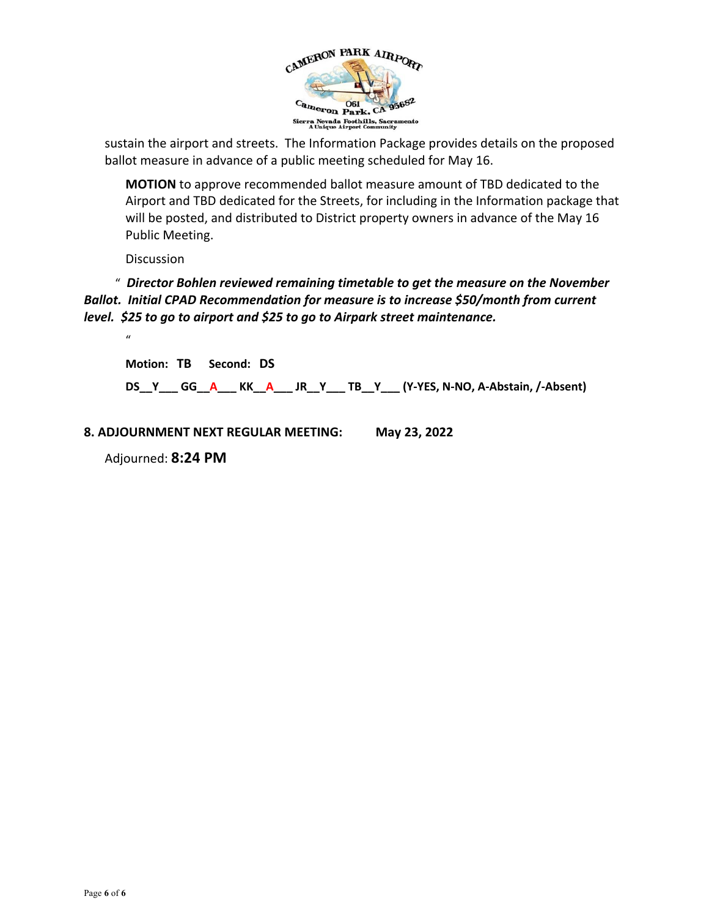sustain the airport and streets. The Information Package provides details on the proposed ballot measure in advance of a public meeting scheduled for May 16.

**MOTION** to approve recommended ballot measure amount of TBD dedicated to the Airport and TBD dedicated for the Streets, for including in the Information package that will be posted, and distributed to District property owners in advance of the May 16 Public Meeting.

Discussion

" ***Director Bohlen reviewed remaining timetable to get the measure on the November Ballot. Initial CPAD Recommendation for measure is to increase $50/month from current level. $25 to go to airport and $25 to go to Airpark street maintenance.***

"

**Motion: TB Second: DS**

**DS__Y___ GG__A___ KK__A___ JR__Y___ TB__Y___ (Y-YES, N-NO, A-Abstain, /-Absent)**

**8. ADJOURNMENT NEXT REGULAR MEETING: May 23, 2022**

Adjourned: **8:24 PM**